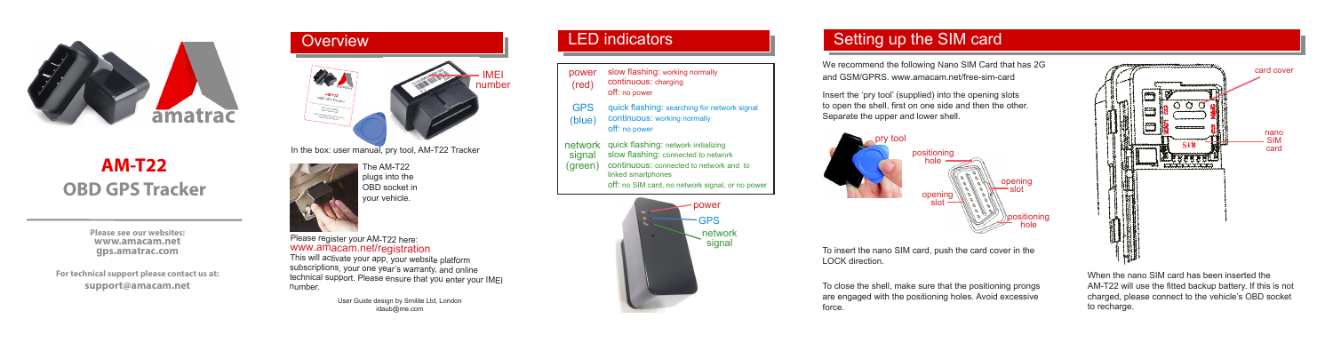# AM-T22

## OBD GPS Tracker

**Please see our websites:**
**www.amacam.net**
**gps.amatrac.com**

**For technical support please contact us at:**
**support@amacam.net**

## Overview

IMEI number

In the box: user manual, pry tool, AM-T22 Tracker

The AM-T22 plugs into the OBD socket in your vehicle.

Please register your AM-T22 here:
www.amacam.net/registration

This will activate your app, your website platform subscriptions, your one year's warranty, and online technical support. Please ensure that you enter your IMEI number.

User Guide design by Smilite Ltd, London
idaub@me.com

## LED indicators

| | |
|---|---|
| power (red) | slow flashing: working normally<br>continuous: charging<br>off: no power |
| GPS (blue) | quick flashing: searching for network signal<br>continuous: working normally<br>off: no power |
| network signal (green) | quick flashing: network initializing<br>slow flashing: connected to network<br>continuous: connected to network and to linked smartphones<br>off: no SIM card, no network signal, or no power |

power
GPS
network signal

## Setting up the SIM card

We recommend the following Nano SIM Card that has 2G and GSM/GPRS. www.amacam.net/free-sim-card

Insert the 'pry tool' (supplied) into the opening slots to open the shell, first on one side and then the other. Separate the upper and lower shell.

pry tool
positioning hole
opening slot
opening slot
positioning hole

To insert the nano SIM card, push the card cover in the LOCK direction.

To close the shell, make sure that the positioning prongs are engaged with the positioning holes. Avoid excessive force.

card cover
nano SIM card

When the nano SIM card has been inserted the AM-T22 will use the fitted backup battery. If this is not charged, please connect to the vehicle's OBD socket to recharge.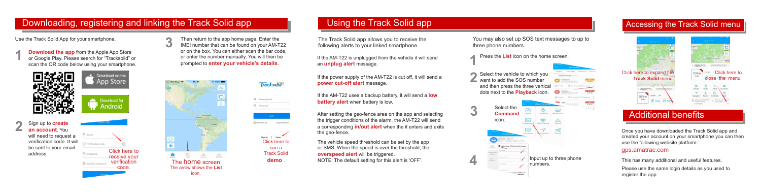## Downloading, registering and linking the Track Solid app

Use the Track Solid App for your smartphone.

1. **Download the app** from the Apple App Store or Google Play. Please search for "Tracksolid" or scan the QR code below using your smartphone.

Download on the App Store

Download for Android

2. Sign up to **create an account**. You will need to request a verification code. It will be sent to your email address.

Click here to receive your verification code.

3. Then return to the app home page. Enter the IMEI number that can be found on your AM-T22 or on the box. You can either scan the bar code, or enter the number manually. You will then be prompted to **enter your vehicle's details**.

The home screen
The arrow shows the **List** icon.

Click here to see a Track Solid **demo**.

## Using the Track Solid app

The Track Solid app allows you to receive the following alerts to your linked smartphone.

If the AM-T22 is unplugged from the vehicle it will send an **unplug alert** message.

If the power supply of the AM-T22 is cut off, it will send a **power cut-off alert** message.

If the AM-T22 uses a backup battery, it will send a **low battery alert** when battery is low.

After setting the geo-fence area on the app and selecting the trigger conditions of the alarm, the AM-T22 will send a corresponding **in/out alert** when the it enters and exits the geo-fence.

The vehicle speed threshold can be set by the app or SMS. When the speed is over the threshold, the **overspeed alert** will be triggered.
NOTE: The default setting for this alert is 'OFF'.

You may also set up SOS text messages to up to three phone numbers.

1. Press the **List** icon on the home screen.
2. Select the vehicle to which you want to add the SOS number and then press the three vertical dots next to the **Playback** icon.
3. Select the **Command** icon.
4. Input up to three phone numbers.

## Accessing the Track Solid menu

Click here to expand the **Track Solid** menu.

Click here to close the menu.

## Additional benefits

Once you have downloaded the Track Solid app and created your account on your smartphone you can then use the following website platform:

gps.amatrac.com

This has many additional and useful features.

Please use the same login details as you used to register the app.